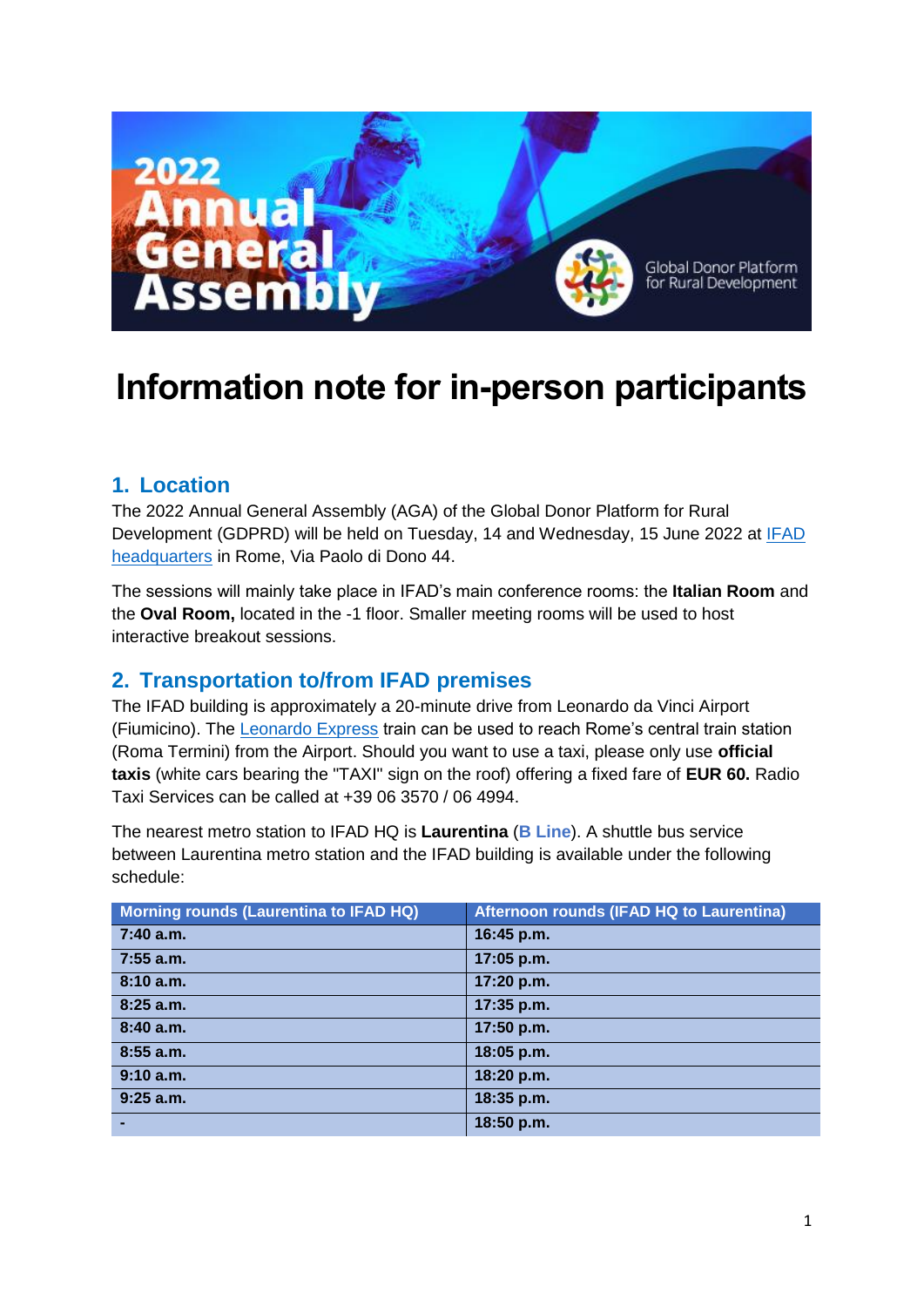# Information note for in-person participants

## 1. Location

The 2022 Annual General Assembly (AGA) of the Global Donor Platform for Rural Development (GDPRD) will be held on Tuesday, 14 and Wednesday, 15 June 2022 at IFAD headquarters in Rome, Via Paolo di Dono 44.

The sessions will mainly take place in IFAD's main conference rooms: the **Italian Room** and the **Oval Room,** located in the -1 floor. Smaller meeting rooms will be used to host interactive breakout sessions.

## 2. Transportation to/from IFAD premises

The IFAD building is approximately a 20-minute drive from Leonardo da Vinci Airport (Fiumicino). The Leonardo Express train can be used to reach Rome's central train station (Roma Termini) from the Airport. Should you want to use a taxi, please only use **official taxis** (white cars bearing the "TAXI" sign on the roof) offering a fixed fare of **EUR 60.** Radio Taxi Services can be called at +39 06 3570 / 06 4994.

The nearest metro station to IFAD HQ is **Laurentina** (**B Line**). A shuttle bus service between Laurentina metro station and the IFAD building is available under the following schedule:

| Morning rounds (Laurentina to IFAD HQ) | Afternoon rounds (IFAD HQ to Laurentina) |
|---|---|
| 7:40 a.m. | 16:45 p.m. |
| 7:55 a.m. | 17:05 p.m. |
| 8:10 a.m. | 17:20 p.m. |
| 8:25 a.m. | 17:35 p.m. |
| 8:40 a.m. | 17:50 p.m. |
| 8:55 a.m. | 18:05 p.m. |
| 9:10 a.m. | 18:20 p.m. |
| 9:25 a.m. | 18:35 p.m. |
| - | 18:50 p.m. |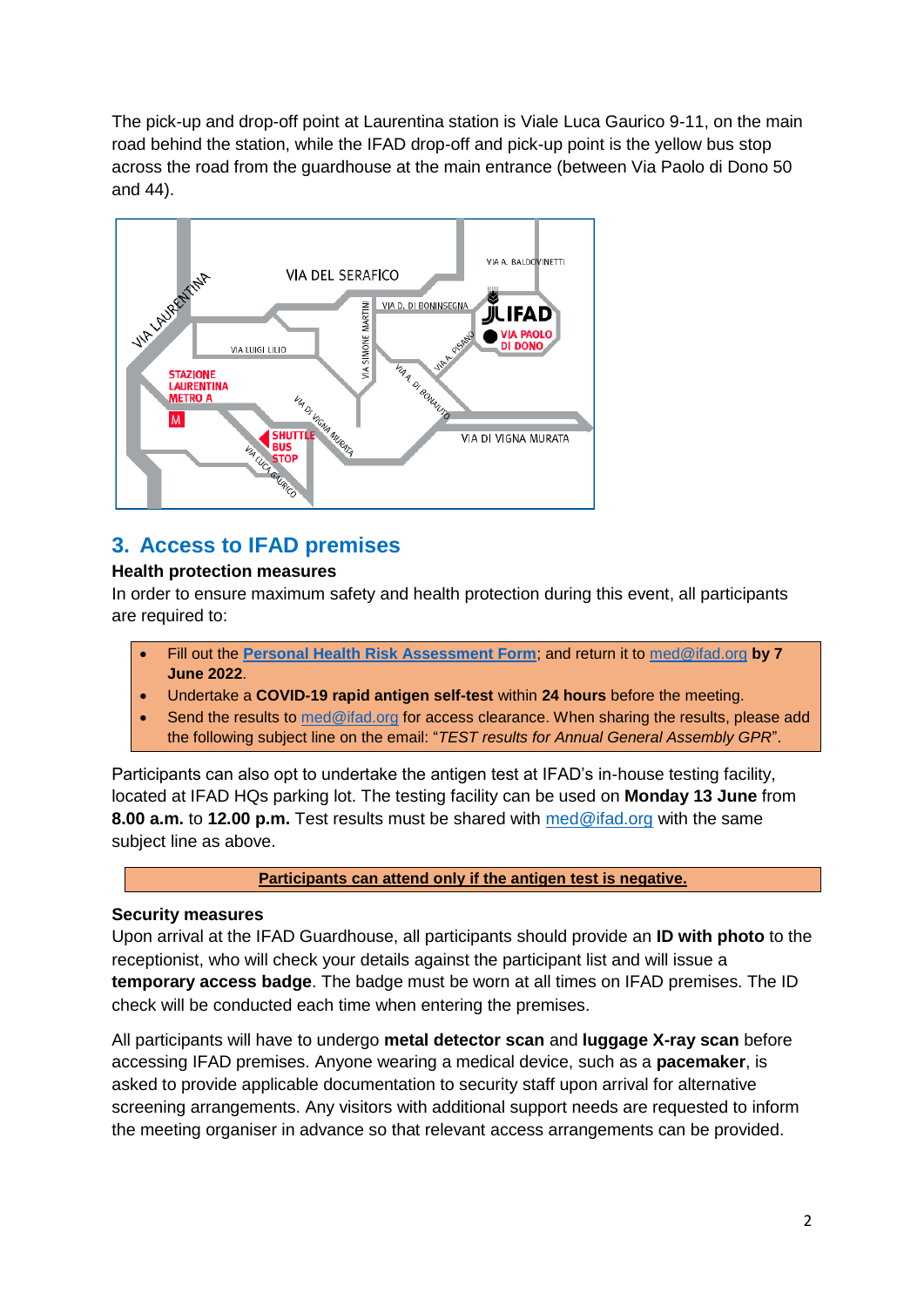The pick-up and drop-off point at Laurentina station is Viale Luca Gaurico 9-11, on the main road behind the station, while the IFAD drop-off and pick-up point is the yellow bus stop across the road from the guardhouse at the main entrance (between Via Paolo di Dono 50 and 44).

## 3. Access to IFAD premises

**Health protection measures**

In order to ensure maximum safety and health protection during this event, all participants are required to:

- Fill out the **Personal Health Risk Assessment Form**; and return it to med@ifad.org **by 7 June 2022**.
- Undertake a **COVID-19 rapid antigen self-test** within **24 hours** before the meeting.
- Send the results to med@ifad.org for access clearance. When sharing the results, please add the following subject line on the email: "*TEST results for Annual General Assembly GPR*".

Participants can also opt to undertake the antigen test at IFAD's in-house testing facility, located at IFAD HQs parking lot. The testing facility can be used on **Monday 13 June** from **8.00 a.m.** to **12.00 p.m.** Test results must be shared with med@ifad.org with the same subject line as above.

**Participants can attend only if the antigen test is negative.**

**Security measures**

Upon arrival at the IFAD Guardhouse, all participants should provide an **ID with photo** to the receptionist, who will check your details against the participant list and will issue a **temporary access badge**. The badge must be worn at all times on IFAD premises. The ID check will be conducted each time when entering the premises.

All participants will have to undergo **metal detector scan** and **luggage X-ray scan** before accessing IFAD premises. Anyone wearing a medical device, such as a **pacemaker**, is asked to provide applicable documentation to security staff upon arrival for alternative screening arrangements. Any visitors with additional support needs are requested to inform the meeting organiser in advance so that relevant access arrangements can be provided.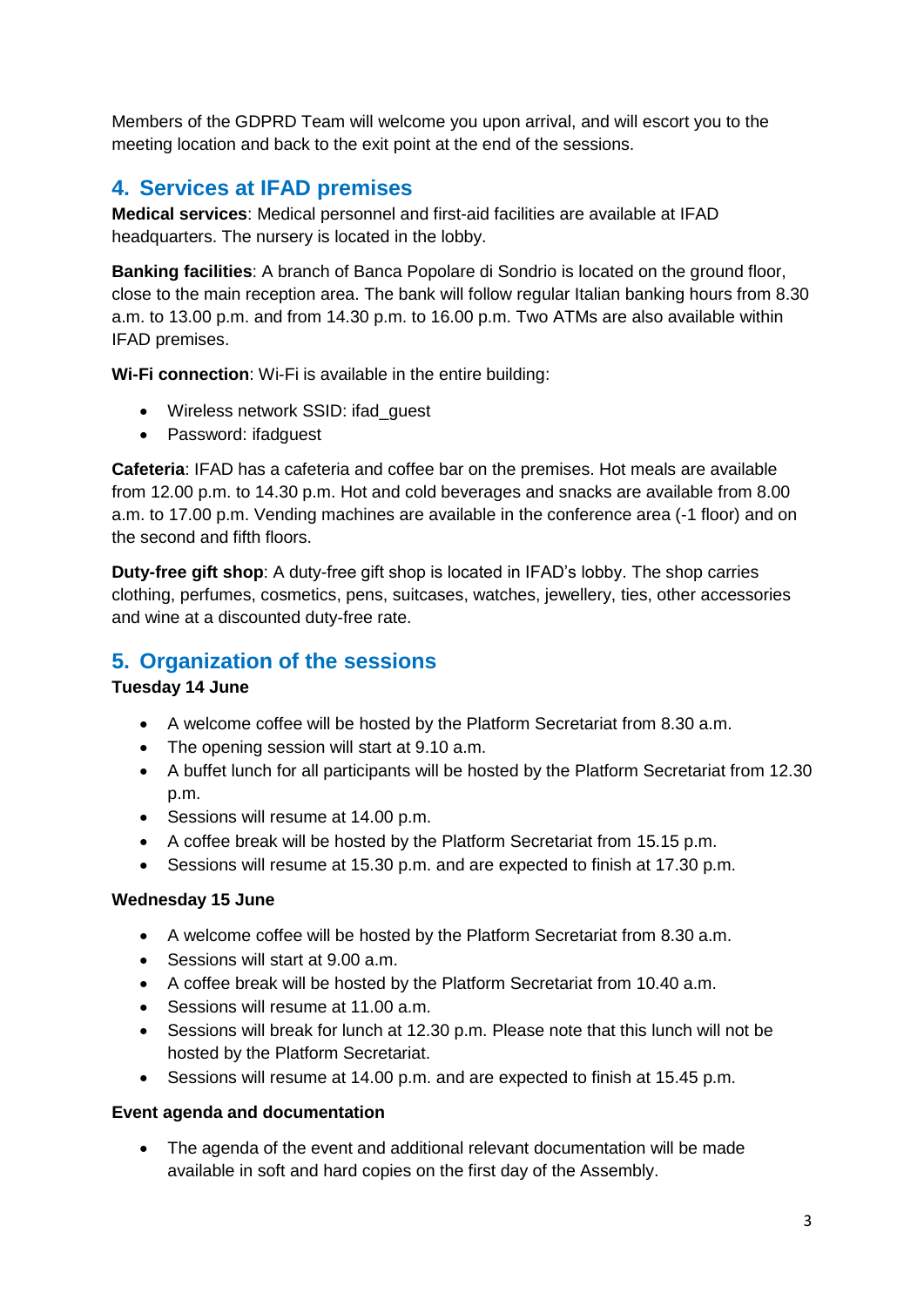Members of the GDPRD Team will welcome you upon arrival, and will escort you to the meeting location and back to the exit point at the end of the sessions.

## 4. Services at IFAD premises

**Medical services**: Medical personnel and first-aid facilities are available at IFAD headquarters. The nursery is located in the lobby.

**Banking facilities**: A branch of Banca Popolare di Sondrio is located on the ground floor, close to the main reception area. The bank will follow regular Italian banking hours from 8.30 a.m. to 13.00 p.m. and from 14.30 p.m. to 16.00 p.m. Two ATMs are also available within IFAD premises.

**Wi-Fi connection**: Wi-Fi is available in the entire building:

- Wireless network SSID: ifad_guest
- Password: ifadguest

**Cafeteria**: IFAD has a cafeteria and coffee bar on the premises. Hot meals are available from 12.00 p.m. to 14.30 p.m. Hot and cold beverages and snacks are available from 8.00 a.m. to 17.00 p.m. Vending machines are available in the conference area (-1 floor) and on the second and fifth floors.

**Duty-free gift shop**: A duty-free gift shop is located in IFAD's lobby. The shop carries clothing, perfumes, cosmetics, pens, suitcases, watches, jewellery, ties, other accessories and wine at a discounted duty-free rate.

## 5. Organization of the sessions

**Tuesday 14 June**

- A welcome coffee will be hosted by the Platform Secretariat from 8.30 a.m.
- The opening session will start at 9.10 a.m.
- A buffet lunch for all participants will be hosted by the Platform Secretariat from 12.30 p.m.
- Sessions will resume at 14.00 p.m.
- A coffee break will be hosted by the Platform Secretariat from 15.15 p.m.
- Sessions will resume at 15.30 p.m. and are expected to finish at 17.30 p.m.

**Wednesday 15 June**

- A welcome coffee will be hosted by the Platform Secretariat from 8.30 a.m.
- Sessions will start at 9.00 a.m.
- A coffee break will be hosted by the Platform Secretariat from 10.40 a.m.
- Sessions will resume at 11.00 a.m.
- Sessions will break for lunch at 12.30 p.m. Please note that this lunch will not be hosted by the Platform Secretariat.
- Sessions will resume at 14.00 p.m. and are expected to finish at 15.45 p.m.

**Event agenda and documentation**

- The agenda of the event and additional relevant documentation will be made available in soft and hard copies on the first day of the Assembly.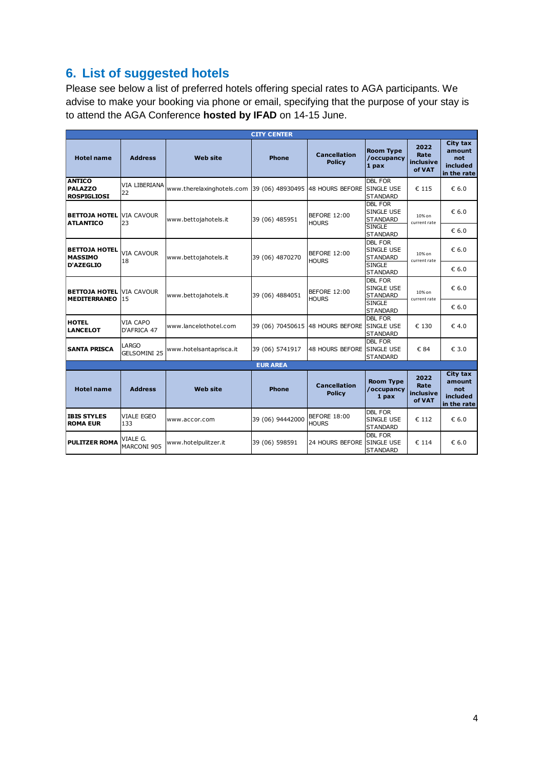## 6. List of suggested hotels

Please see below a list of preferred hotels offering special rates to AGA participants. We advise to make your booking via phone or email, specifying that the purpose of your stay is to attend the AGA Conference **hosted by IFAD** on 14-15 June.

| CITY CENTER | | | | | | | |
|---|---|---|---|---|---|---|---|
| **Hotel name** | **Address** | **Web site** | **Phone** | **Cancellation Policy** | **Room Type /occupancy 1 pax** | **2022 Rate inclusive of VAT** | **City tax amount not included in the rate** |
| **ANTICO PALAZZO ROSPIGLIOSI** | VIA LIBERIANA 22 | www.therelaxinghotels.com | 39 (06) 48930495 | 48 HOURS BEFORE | DBL FOR SINGLE USE STANDARD | € 115 | € 6.0 |
| **BETTOJA HOTEL ATLANTICO** | VIA CAVOUR 23 | www.bettojahotels.it | 39 (06) 485951 | BEFORE 12:00 HOURS | DBL FOR SINGLE USE STANDARD | 10% on current rate | € 6.0 |
| | | | | | SINGLE STANDARD | | € 6.0 |
| **BETTOJA HOTEL MASSIMO D'AZEGLIO** | VIA CAVOUR 18 | www.bettojahotels.it | 39 (06) 4870270 | BEFORE 12:00 HOURS | DBL FOR SINGLE USE STANDARD | 10% on current rate | € 6.0 |
| | | | | | SINGLE STANDARD | | € 6.0 |
| **BETTOJA HOTEL MEDITERRANEO** | VIA CAVOUR 15 | www.bettojahotels.it | 39 (06) 4884051 | BEFORE 12:00 HOURS | DBL FOR SINGLE USE STANDARD | 10% on current rate | € 6.0 |
| | | | | | SINGLE STANDARD | | € 6.0 |
| **HOTEL LANCELOT** | VIA CAPO D'AFRICA 47 | www.lancelothotel.com | 39 (06) 70450615 | 48 HOURS BEFORE | DBL FOR SINGLE USE STANDARD | € 130 | € 4.0 |
| **SANTA PRISCA** | LARGO GELSOMINI 25 | www.hotelsantaprisca.it | 39 (06) 5741917 | 48 HOURS BEFORE | DBL FOR SINGLE USE STANDARD | € 84 | € 3.0 |
| **EUR AREA** | | | | | | | |
| **Hotel name** | **Address** | **Web site** | **Phone** | **Cancellation Policy** | **Room Type /occupancy 1 pax** | **2022 Rate inclusive of VAT** | **City tax amount not included in the rate** |
| **IBIS STYLES ROMA EUR** | VIALE EGEO 133 | www.accor.com | 39 (06) 94442000 | BEFORE 18:00 HOURS | DBL FOR SINGLE USE STANDARD | € 112 | € 6.0 |
| **PULITZER ROMA** | VIALE G. MARCONI 905 | www.hotelpulitzer.it | 39 (06) 598591 | 24 HOURS BEFORE | DBL FOR SINGLE USE STANDARD | € 114 | € 6.0 |